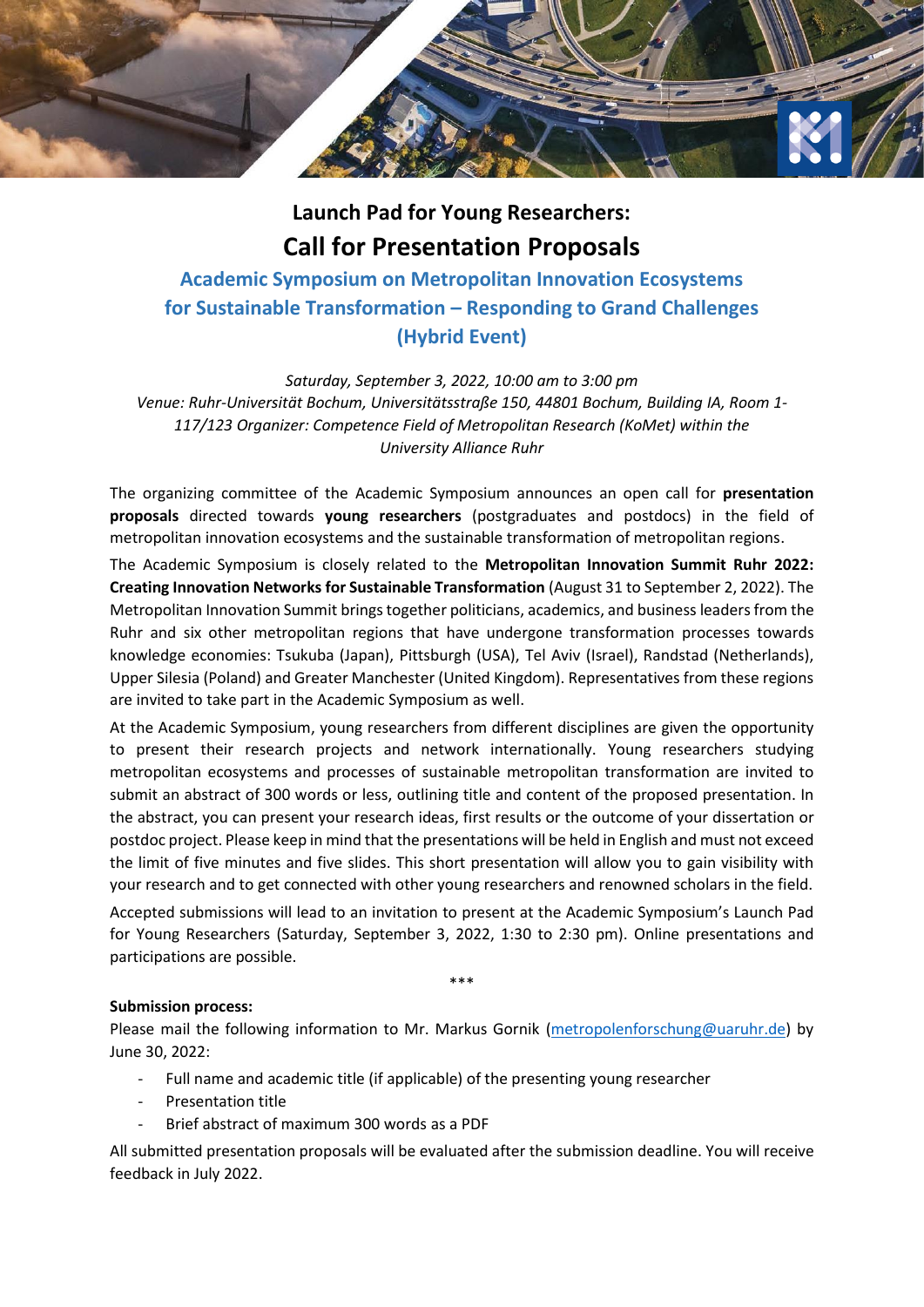# Launch Pad for Young Researchers:

# Call for Presentation Proposals

## Academic Symposium on Metropolitan Innovation Ecosystems for Sustainable Transformation – Responding to Grand Challenges (Hybrid Event)

*Saturday, September 3, 2022, 10:00 am to 3:00 pm*
*Venue: Ruhr-Universität Bochum, Universitätsstraße 150, 44801 Bochum, Building IA, Room 1-117/123 Organizer: Competence Field of Metropolitan Research (KoMet) within the University Alliance Ruhr*

The organizing committee of the Academic Symposium announces an open call for **presentation proposals** directed towards **young researchers** (postgraduates and postdocs) in the field of metropolitan innovation ecosystems and the sustainable transformation of metropolitan regions.

The Academic Symposium is closely related to the **Metropolitan Innovation Summit Ruhr 2022: Creating Innovation Networks for Sustainable Transformation** (August 31 to September 2, 2022). The Metropolitan Innovation Summit brings together politicians, academics, and business leaders from the Ruhr and six other metropolitan regions that have undergone transformation processes towards knowledge economies: Tsukuba (Japan), Pittsburgh (USA), Tel Aviv (Israel), Randstad (Netherlands), Upper Silesia (Poland) and Greater Manchester (United Kingdom). Representatives from these regions are invited to take part in the Academic Symposium as well.

At the Academic Symposium, young researchers from different disciplines are given the opportunity to present their research projects and network internationally. Young researchers studying metropolitan ecosystems and processes of sustainable metropolitan transformation are invited to submit an abstract of 300 words or less, outlining title and content of the proposed presentation. In the abstract, you can present your research ideas, first results or the outcome of your dissertation or postdoc project. Please keep in mind that the presentations will be held in English and must not exceed the limit of five minutes and five slides. This short presentation will allow you to gain visibility with your research and to get connected with other young researchers and renowned scholars in the field.

Accepted submissions will lead to an invitation to present at the Academic Symposium's Launch Pad for Young Researchers (Saturday, September 3, 2022, 1:30 to 2:30 pm). Online presentations and participations are possible.

\*\*\*

**Submission process:**

Please mail the following information to Mr. Markus Gornik (metropolenforschung@uaruhr.de) by June 30, 2022:

- Full name and academic title (if applicable) of the presenting young researcher
- Presentation title
- Brief abstract of maximum 300 words as a PDF

All submitted presentation proposals will be evaluated after the submission deadline. You will receive feedback in July 2022.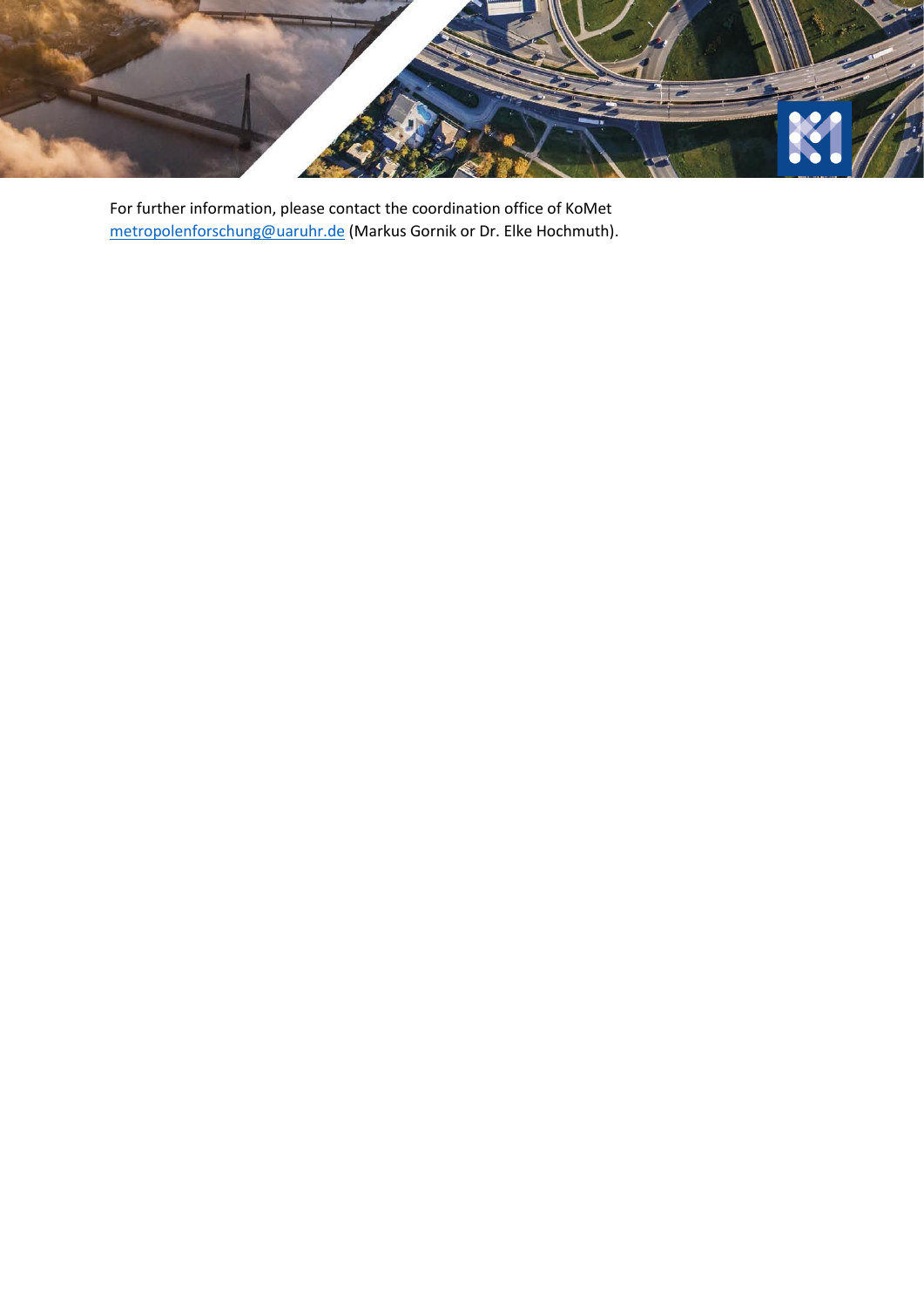For further information, please contact the coordination office of KoMet [metropolenforschung@uaruhr.de](mailto:metropolenforschung@uaruhr.de) (Markus Gornik or Dr. Elke Hochmuth).